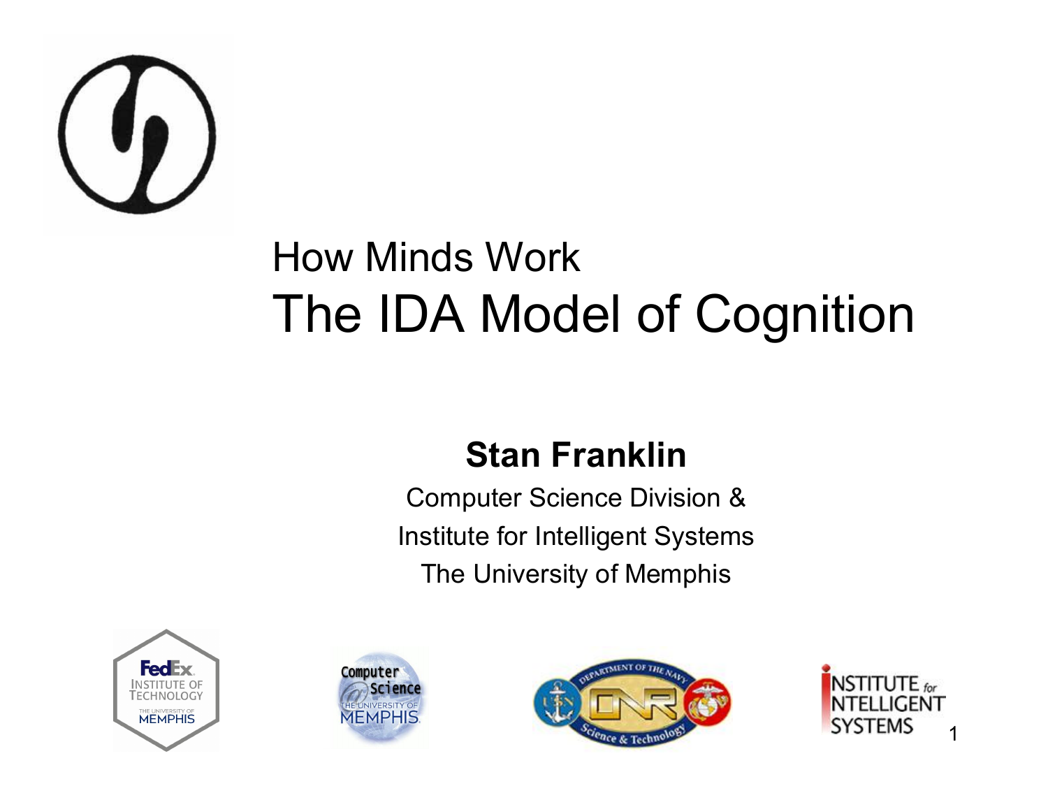# How Minds Work

# The IDA Model of Cognition

**Stan Franklin**

Computer Science Division &

Institute for Intelligent Systems

The University of Memphis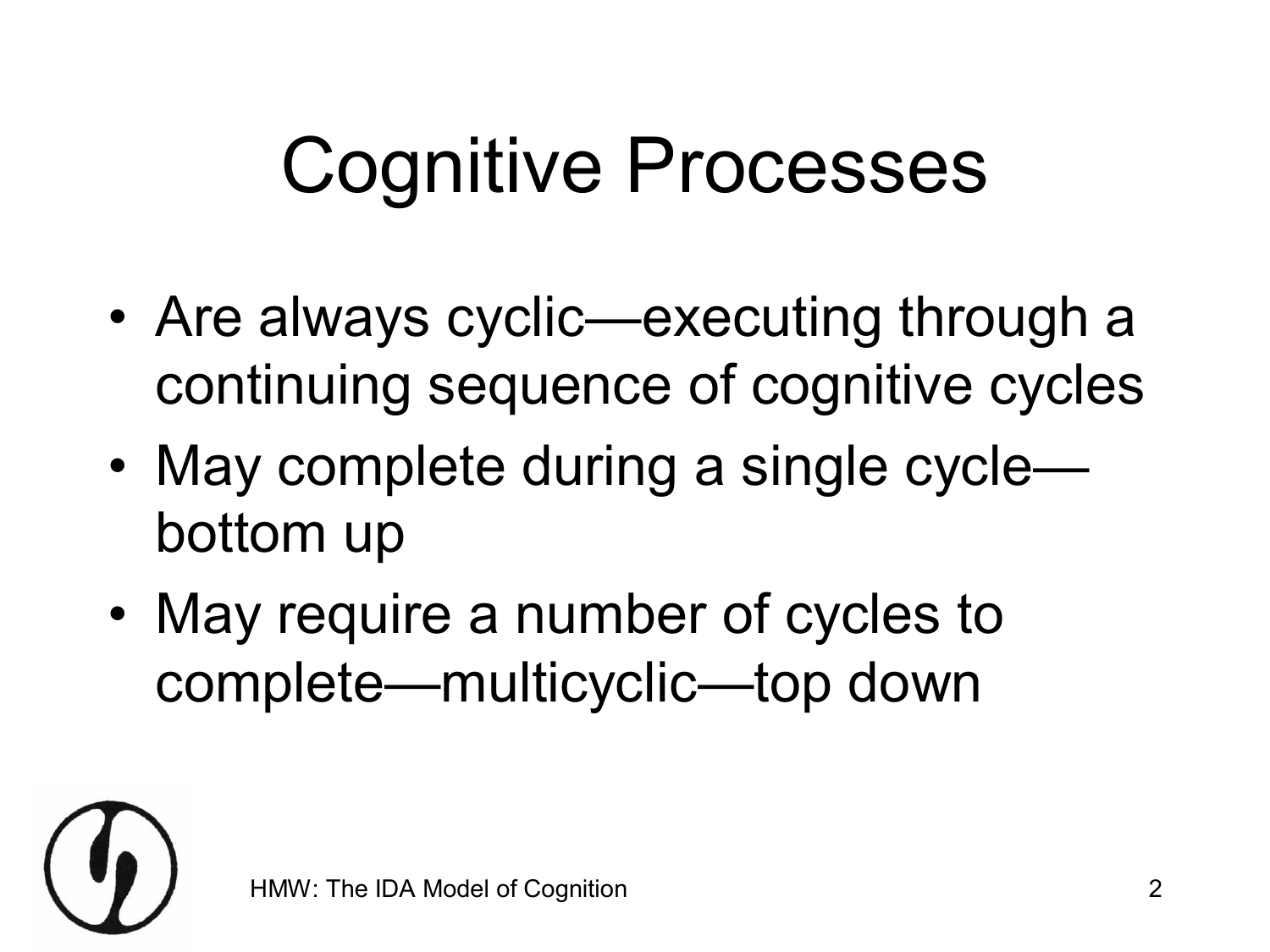# Cognitive Processes

- Are always cyclic—executing through a continuing sequence of cognitive cycles
- May complete during a single cycle—bottom up
- May require a number of cycles to complete—multicyclic—top down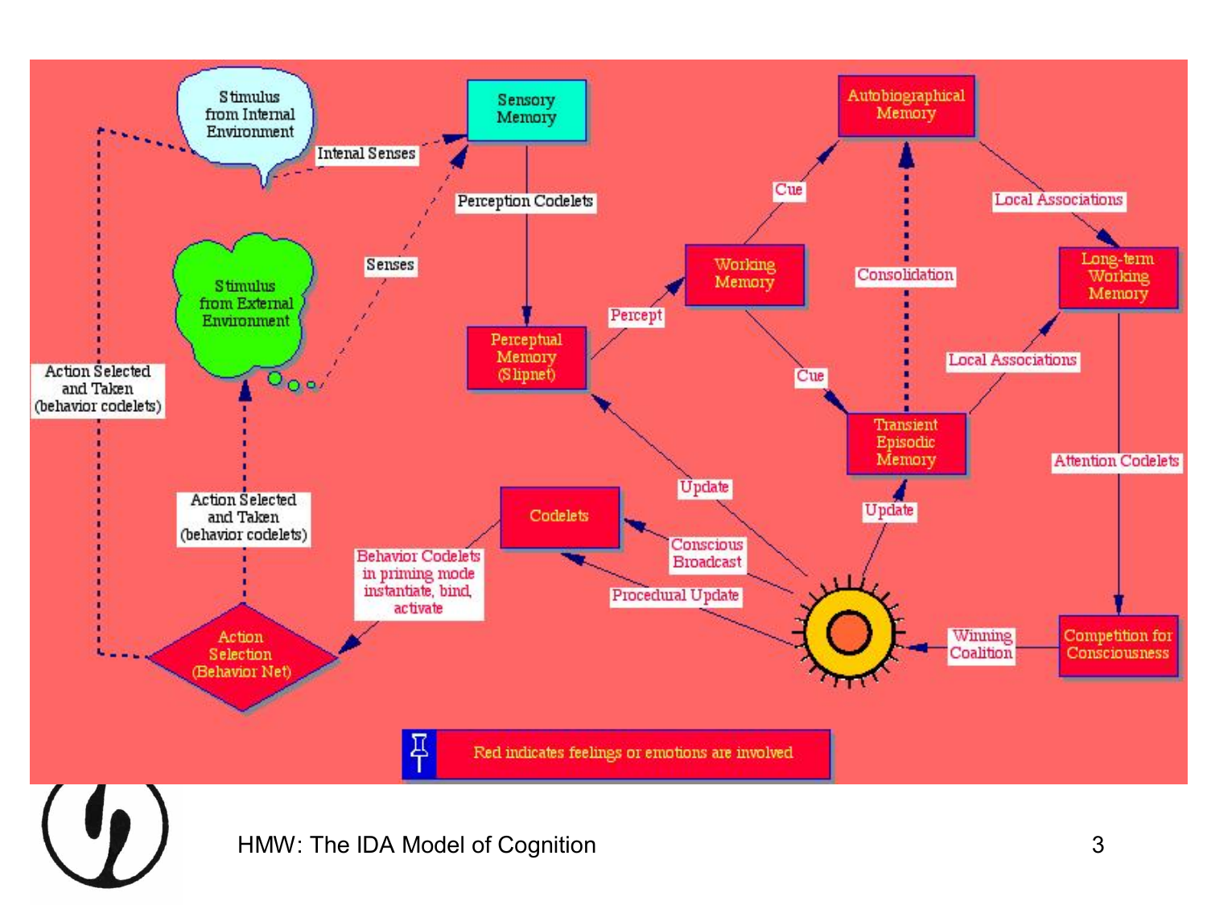Stimulus from Internal Environment

Intenal Senses

Sensory Memory

Perception Codelets

Stimulus from External Environment

Senses

Perceptual Memory (Slipnet)

Percept

Working Memory

Cue

Autobiographical Memory

Local Associations

Long-term Working Memory

Consolidation

Cue

Transient Episodic Memory

Local Associations

Attention Codelets

Action Selected and Taken (behavior codelets)

Action Selected and Taken (behavior codelets)

Update

Update

Codelets

Conscious Broadcast

Procedural Update

Behavior Codelets in priming mode instantiate, bind, activate

Action Selection (Behavior Net)

Winning Coalition

Competition for Consciousness

Red indicates feelings or emotions are involved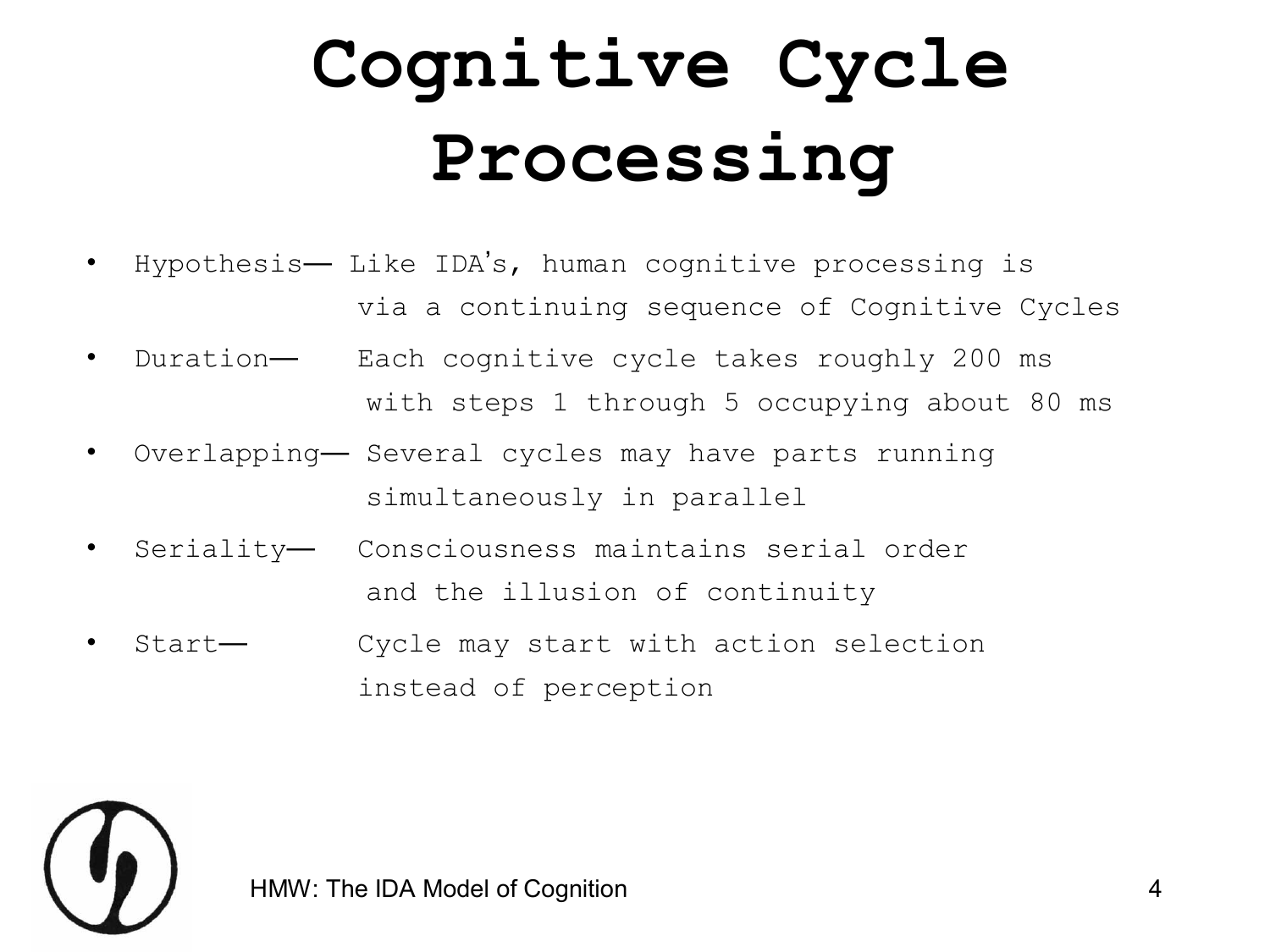# Cognitive Cycle Processing

- Hypothesis— Like IDA's, human cognitive processing is via a continuing sequence of Cognitive Cycles
- Duration— Each cognitive cycle takes roughly 200 ms with steps 1 through 5 occupying about 80 ms
- Overlapping— Several cycles may have parts running simultaneously in parallel
- Seriality— Consciousness maintains serial order and the illusion of continuity
- Start— Cycle may start with action selection instead of perception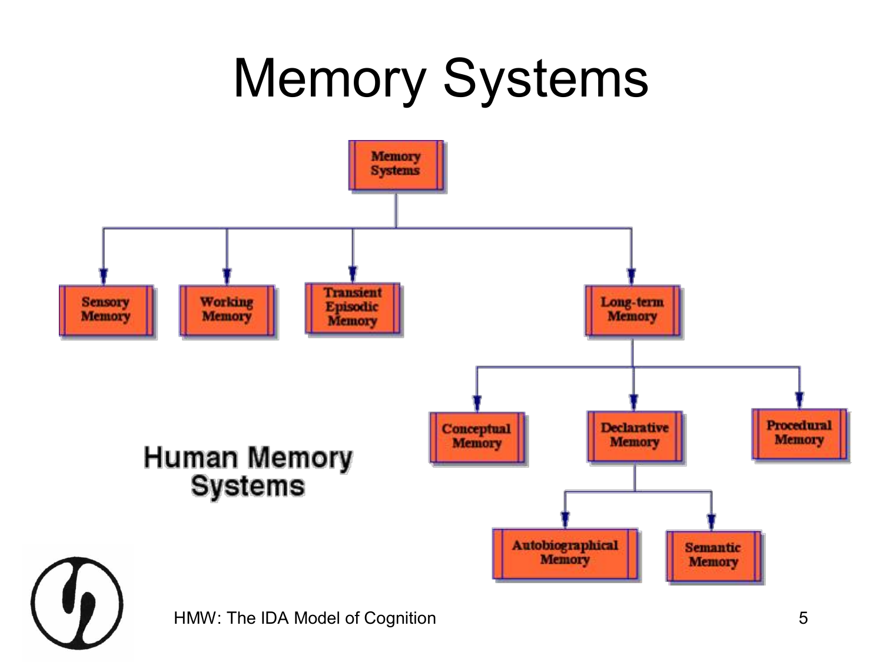# Memory Systems

- Memory Systems
  - Sensory Memory
  - Working Memory
  - Transient Episodic Memory
  - Long-term Memory
    - Conceptual Memory
    - Declarative Memory
      - Autobiographical Memory
      - Semantic Memory
    - Procedural Memory

**Human Memory Systems**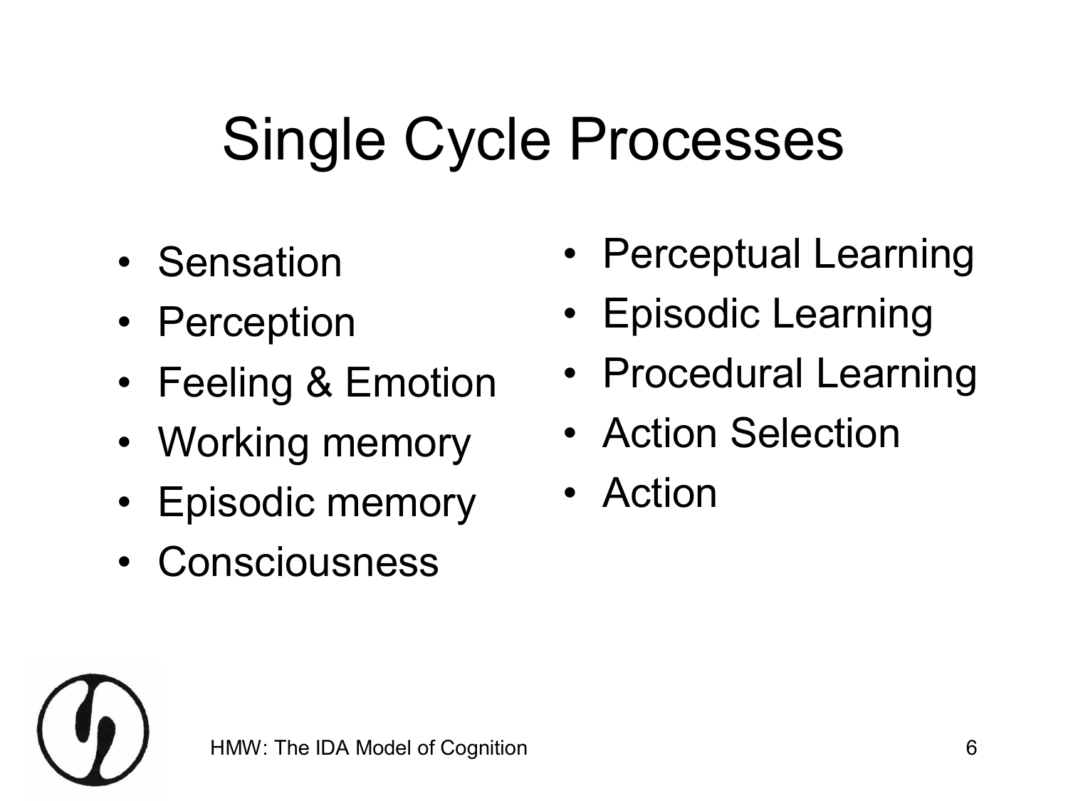# Single Cycle Processes

- Sensation
- Perception
- Feeling & Emotion
- Working memory
- Episodic memory
- Consciousness
- Perceptual Learning
- Episodic Learning
- Procedural Learning
- Action Selection
- Action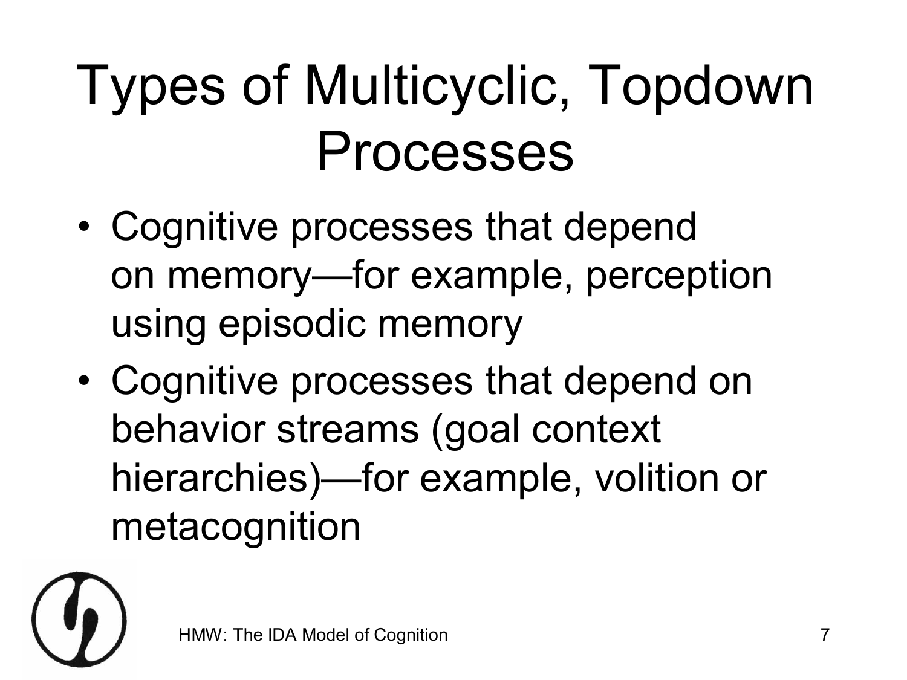# Types of Multicyclic, Topdown Processes

- Cognitive processes that depend on memory—for example, perception using episodic memory
- Cognitive processes that depend on behavior streams (goal context hierarchies)—for example, volition or metacognition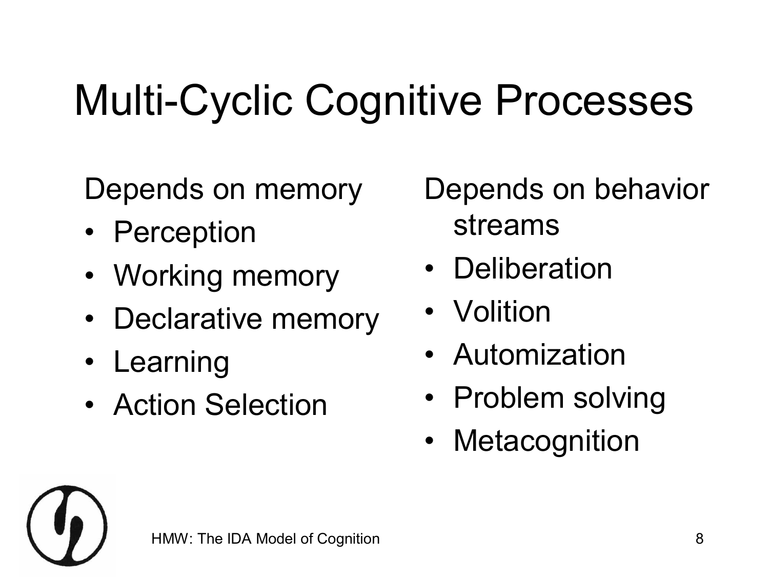# Multi-Cyclic Cognitive Processes

Depends on memory

- Perception
- Working memory
- Declarative memory
- Learning
- Action Selection

Depends on behavior streams

- Deliberation
- Volition
- Automization
- Problem solving
- Metacognition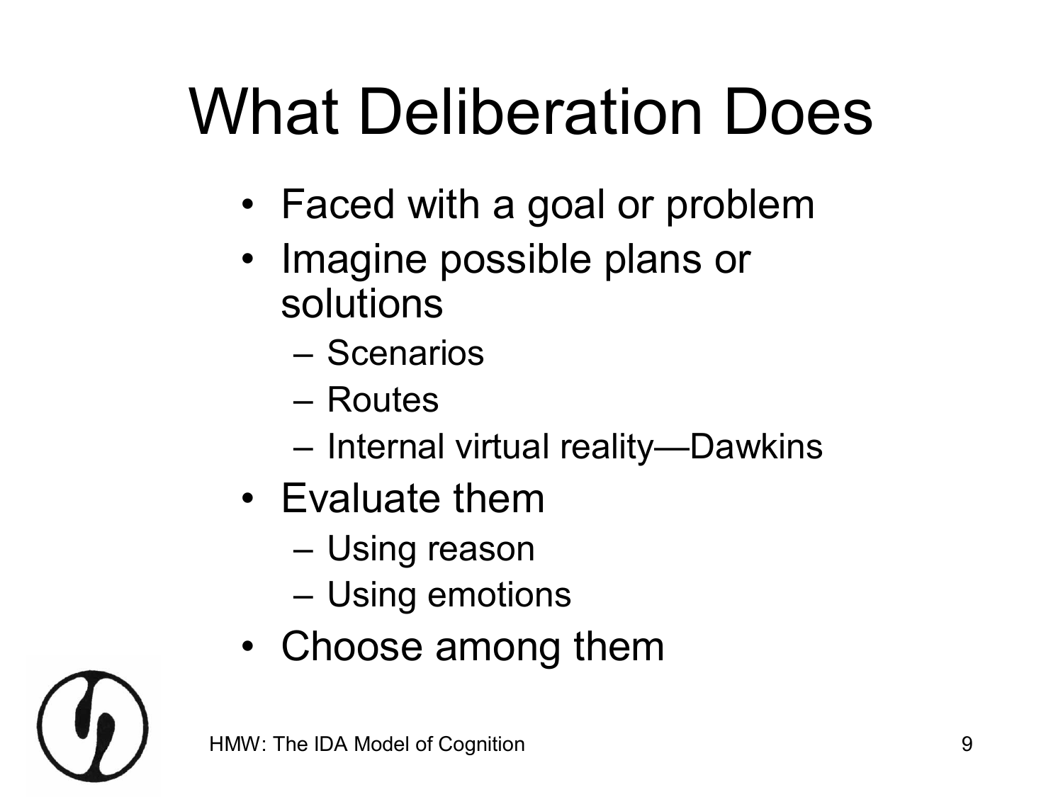# What Deliberation Does

- Faced with a goal or problem
- Imagine possible plans or solutions
  - Scenarios
  - Routes
  - Internal virtual reality—Dawkins
- Evaluate them
  - Using reason
  - Using emotions
- Choose among them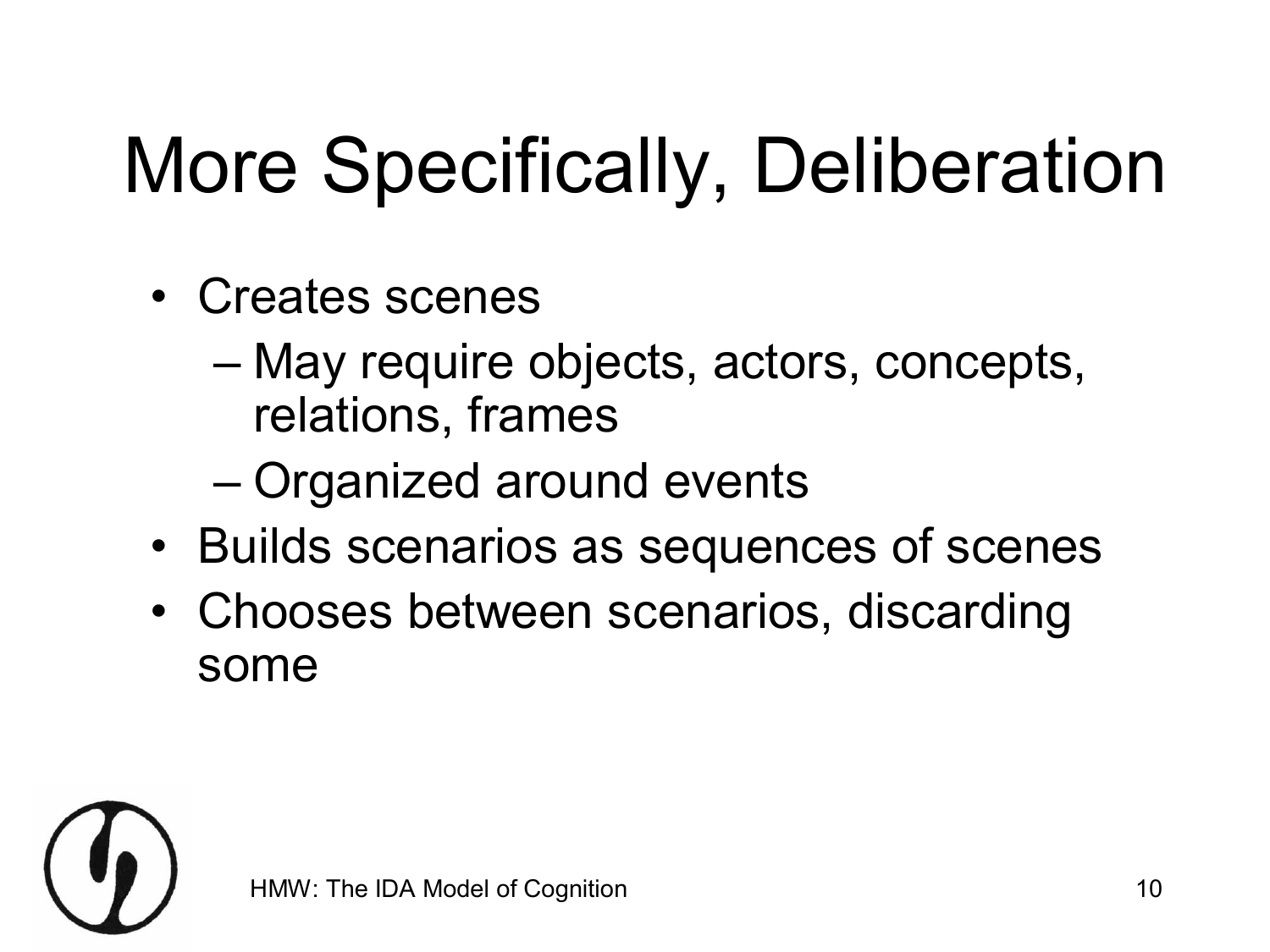# More Specifically, Deliberation

- Creates scenes
  - May require objects, actors, concepts, relations, frames
  - Organized around events
- Builds scenarios as sequences of scenes
- Chooses between scenarios, discarding some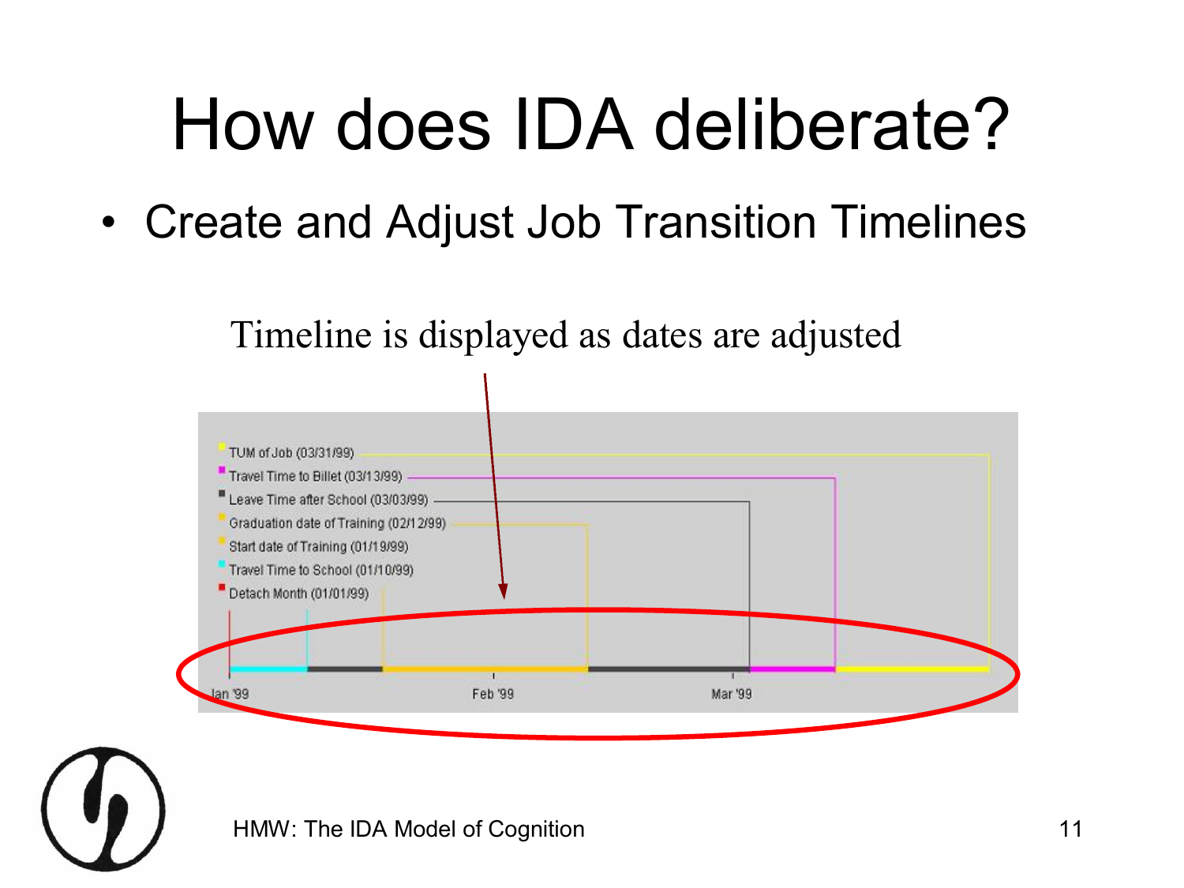# How does IDA deliberate?

- Create and Adjust Job Transition Timelines

Timeline is displayed as dates are adjusted

- TUM of Job (03/31/99)
- Travel Time to Billet (03/13/99)
- Leave Time after School (03/03/99)
- Graduation date of Training (02/12/99)
- Start date of Training (01/19/99)
- Travel Time to School (01/10/99)
- Detach Month (01/01/99)

Jan '99 Feb '99 Mar '99

HMW: The IDA Model of Cognition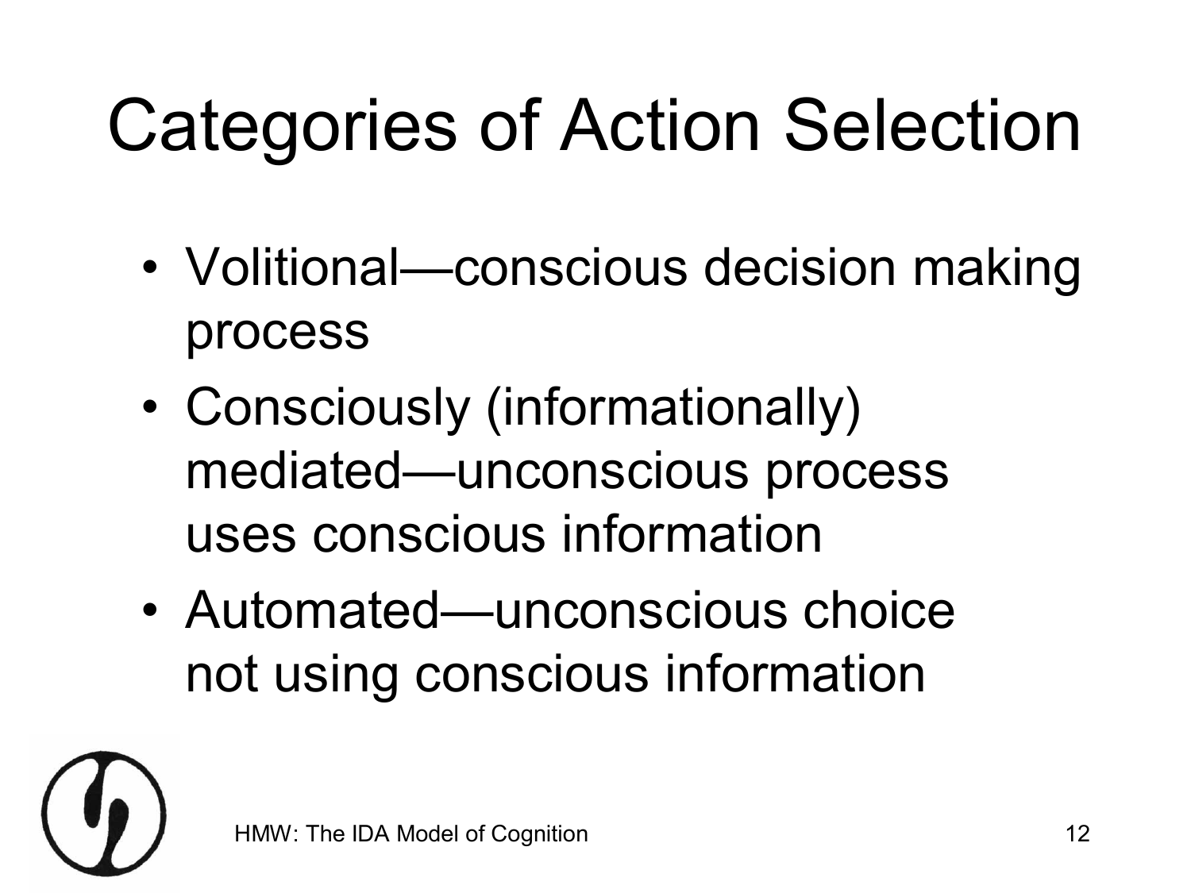# Categories of Action Selection

- Volitional—conscious decision making process
- Consciously (informationally) mediated—unconscious process uses conscious information
- Automated—unconscious choice not using conscious information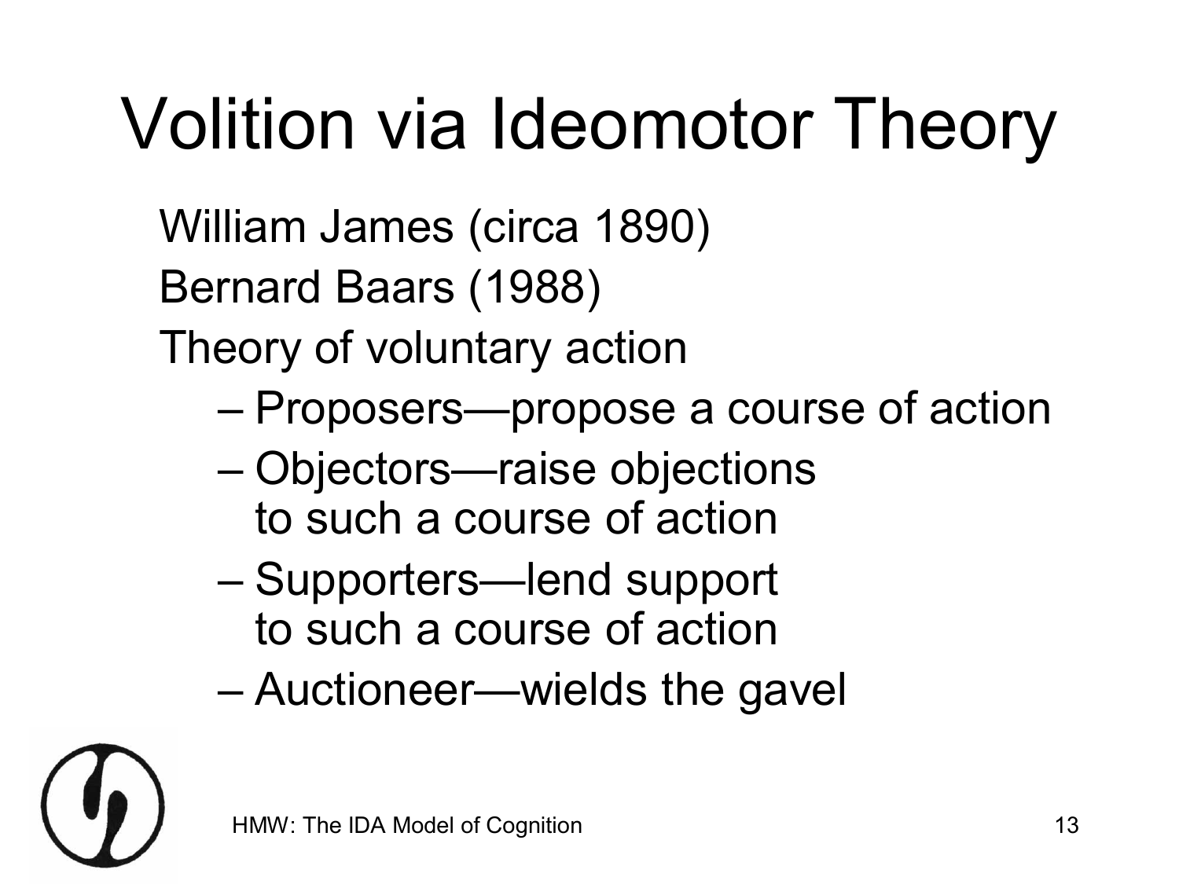# Volition via Ideomotor Theory

William James (circa 1890)

Bernard Baars (1988)

Theory of voluntary action

- Proposers—propose a course of action
- Objectors—raise objections to such a course of action
- Supporters—lend support to such a course of action
- Auctioneer—wields the gavel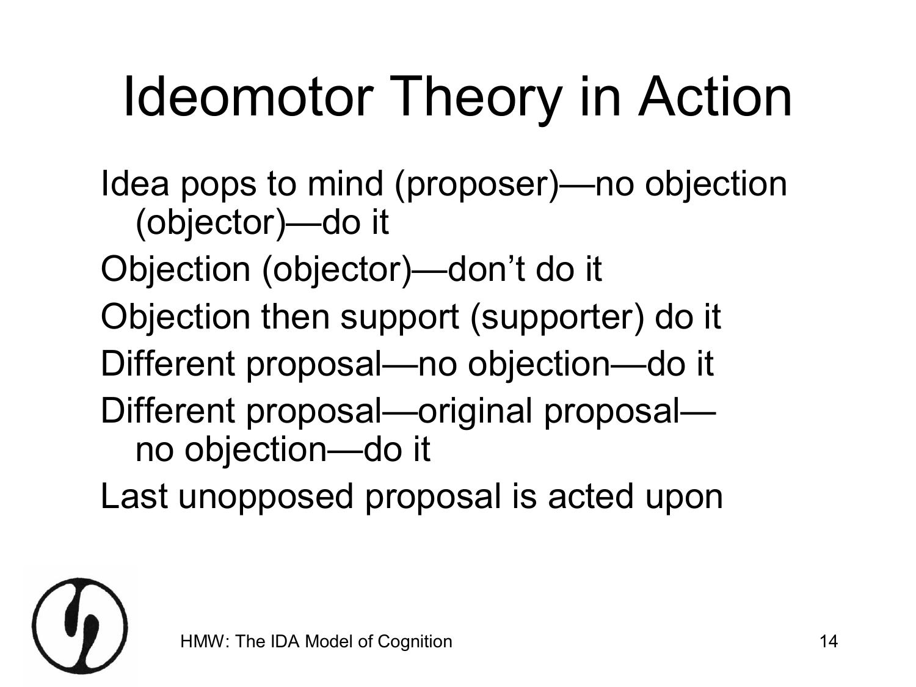# Ideomotor Theory in Action

- Idea pops to mind (proposer)—no objection (objector)—do it
- Objection (objector)—don't do it
- Objection then support (supporter) do it
- Different proposal—no objection—do it
- Different proposal—original proposal—no objection—do it
- Last unopposed proposal is acted upon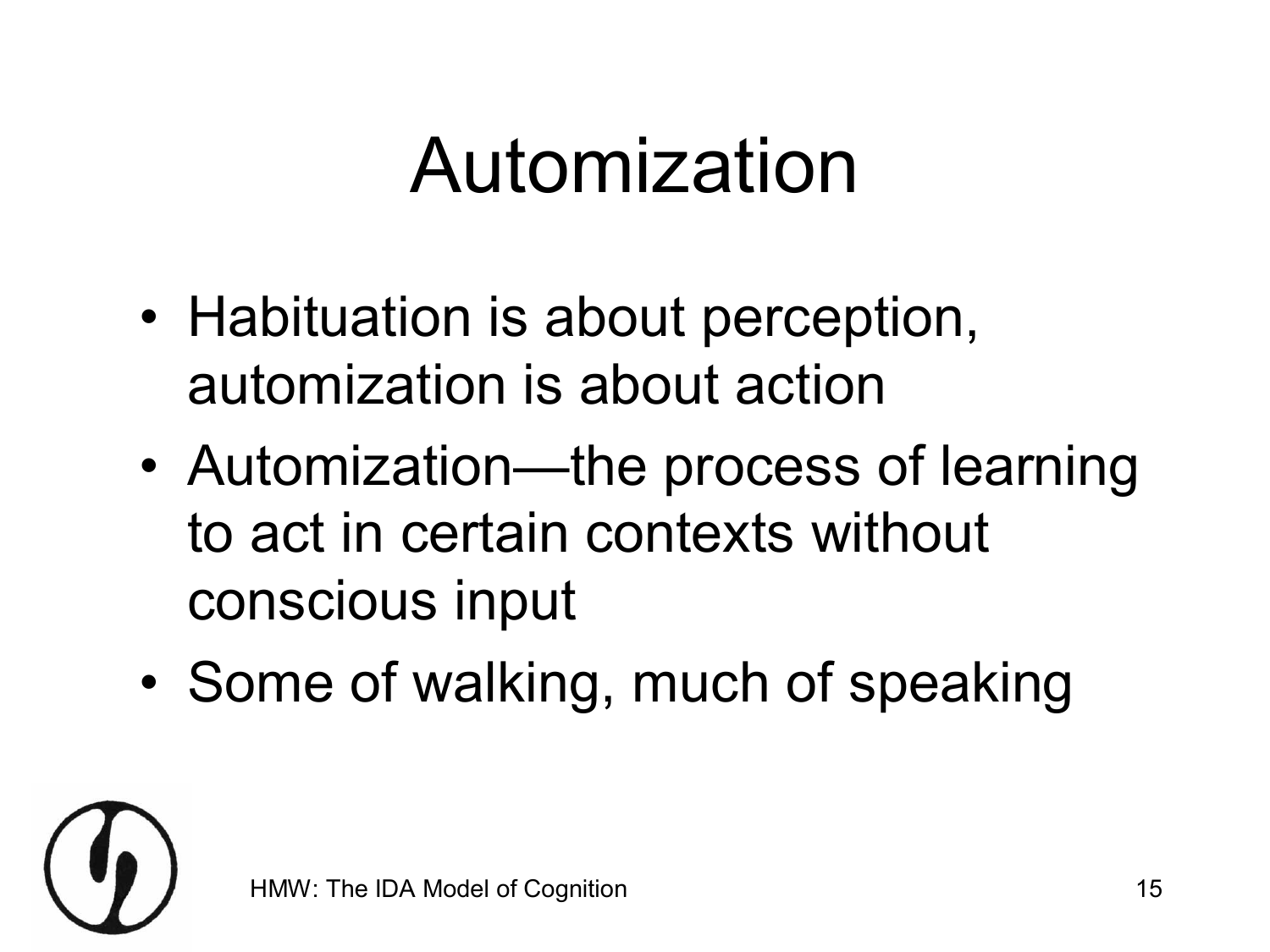# Automization

- Habituation is about perception, automization is about action
- Automization—the process of learning to act in certain contexts without conscious input
- Some of walking, much of speaking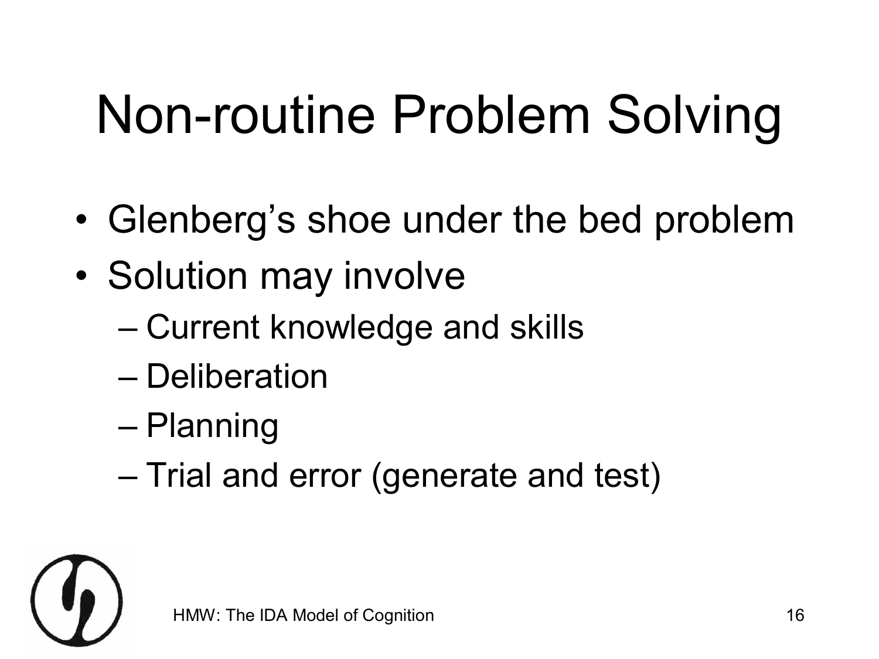# Non-routine Problem Solving

- Glenberg's shoe under the bed problem
- Solution may involve
  - Current knowledge and skills
  - Deliberation
  - Planning
  - Trial and error (generate and test)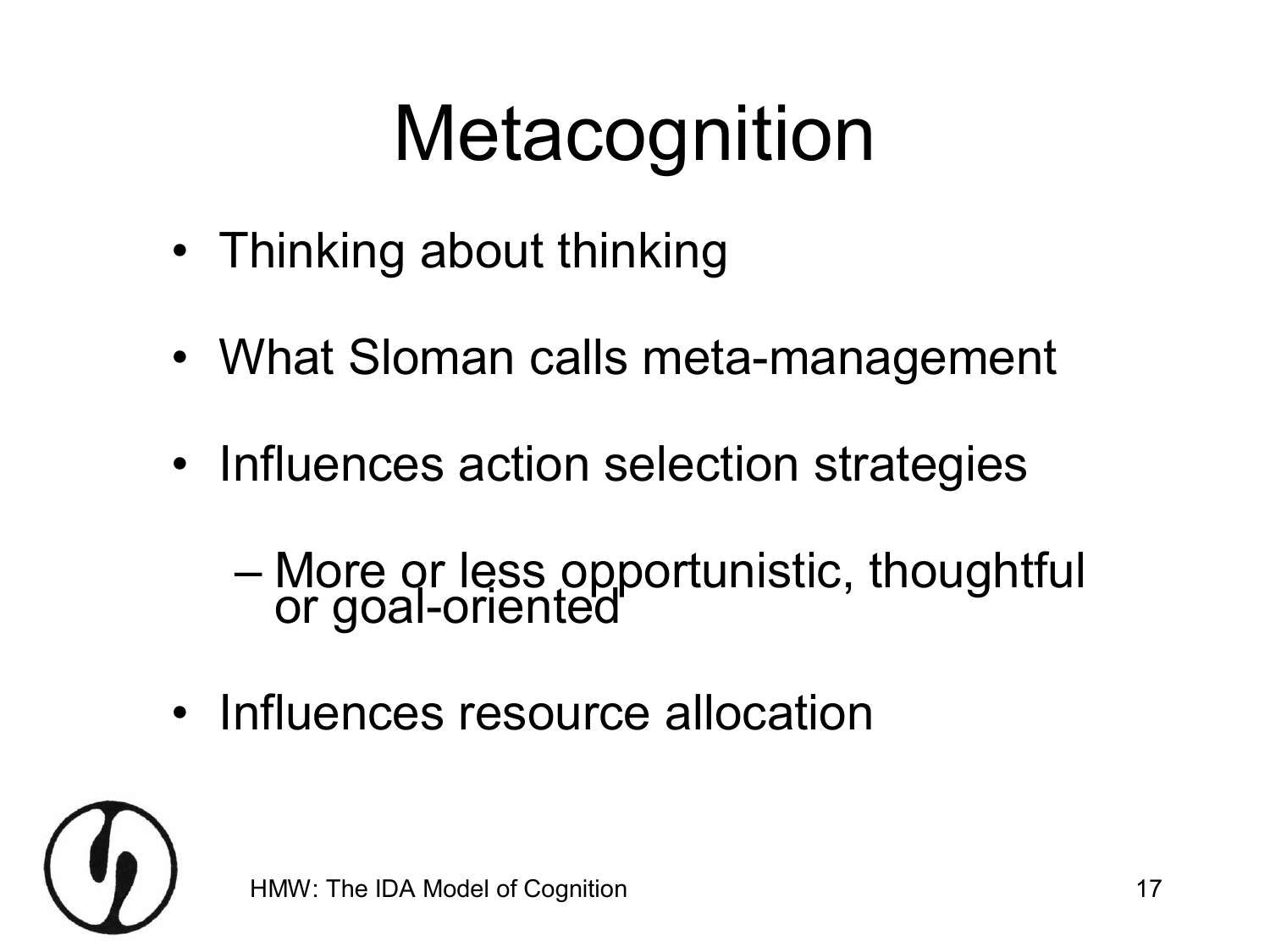# Metacognition

- Thinking about thinking
- What Sloman calls meta-management
- Influences action selection strategies
  - More or less opportunistic, thoughtful or goal-oriented
- Influences resource allocation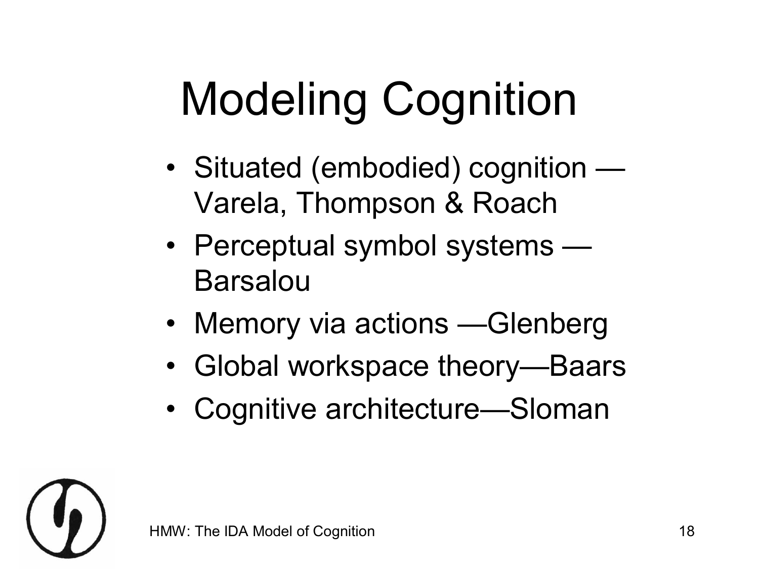# Modeling Cognition

- Situated (embodied) cognition — Varela, Thompson & Roach
- Perceptual symbol systems — Barsalou
- Memory via actions —Glenberg
- Global workspace theory—Baars
- Cognitive architecture—Sloman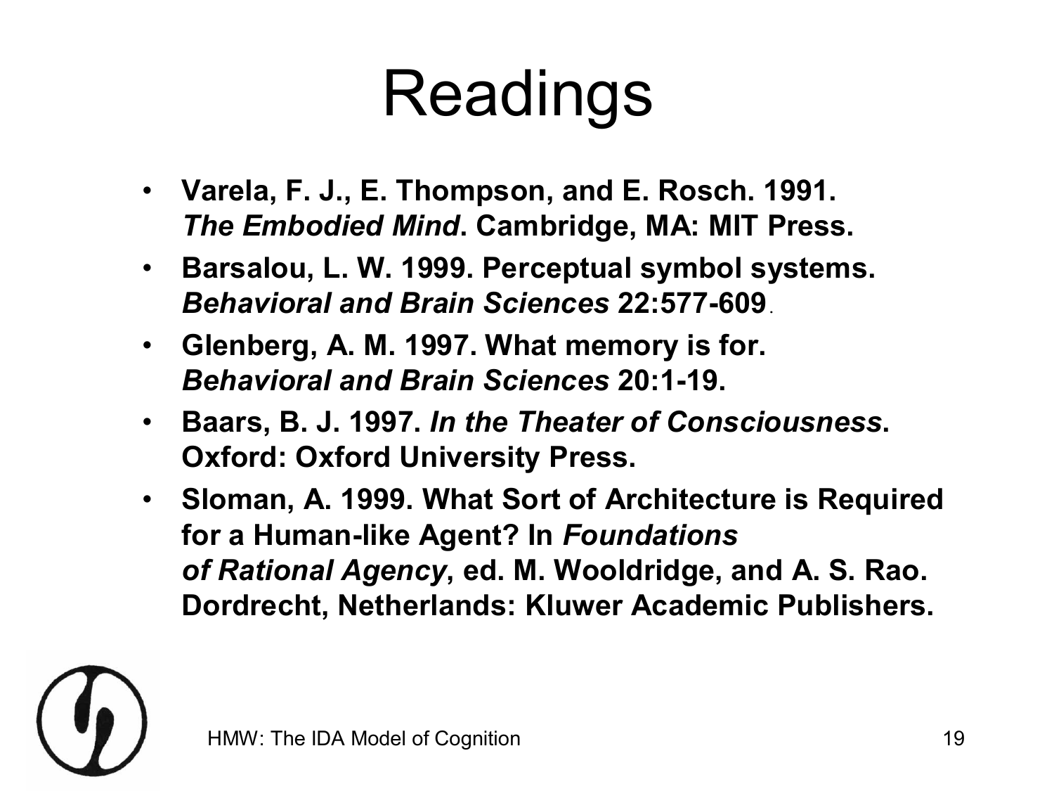# Readings

- **Varela, F. J., E. Thompson, and E. Rosch. 1991. *The Embodied Mind*. Cambridge, MA: MIT Press.**
- **Barsalou, L. W. 1999. Perceptual symbol systems. *Behavioral and Brain Sciences* 22:577-609**.
- **Glenberg, A. M. 1997. What memory is for. *Behavioral and Brain Sciences* 20:1-19.**
- **Baars, B. J. 1997. *In the Theater of Consciousness*. Oxford: Oxford University Press.**
- **Sloman, A. 1999. What Sort of Architecture is Required for a Human-like Agent? In *Foundations of Rational Agency*, ed. M. Wooldridge, and A. S. Rao. Dordrecht, Netherlands: Kluwer Academic Publishers.**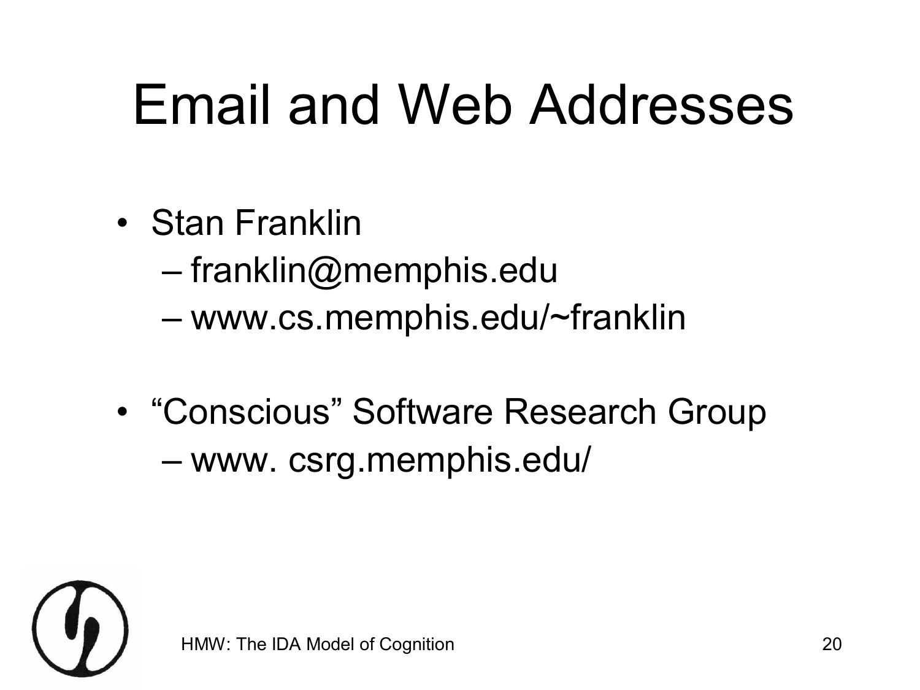# Email and Web Addresses

- Stan Franklin
  - franklin@memphis.edu
  - www.cs.memphis.edu/~franklin
- "Conscious" Software Research Group
  - www. csrg.memphis.edu/